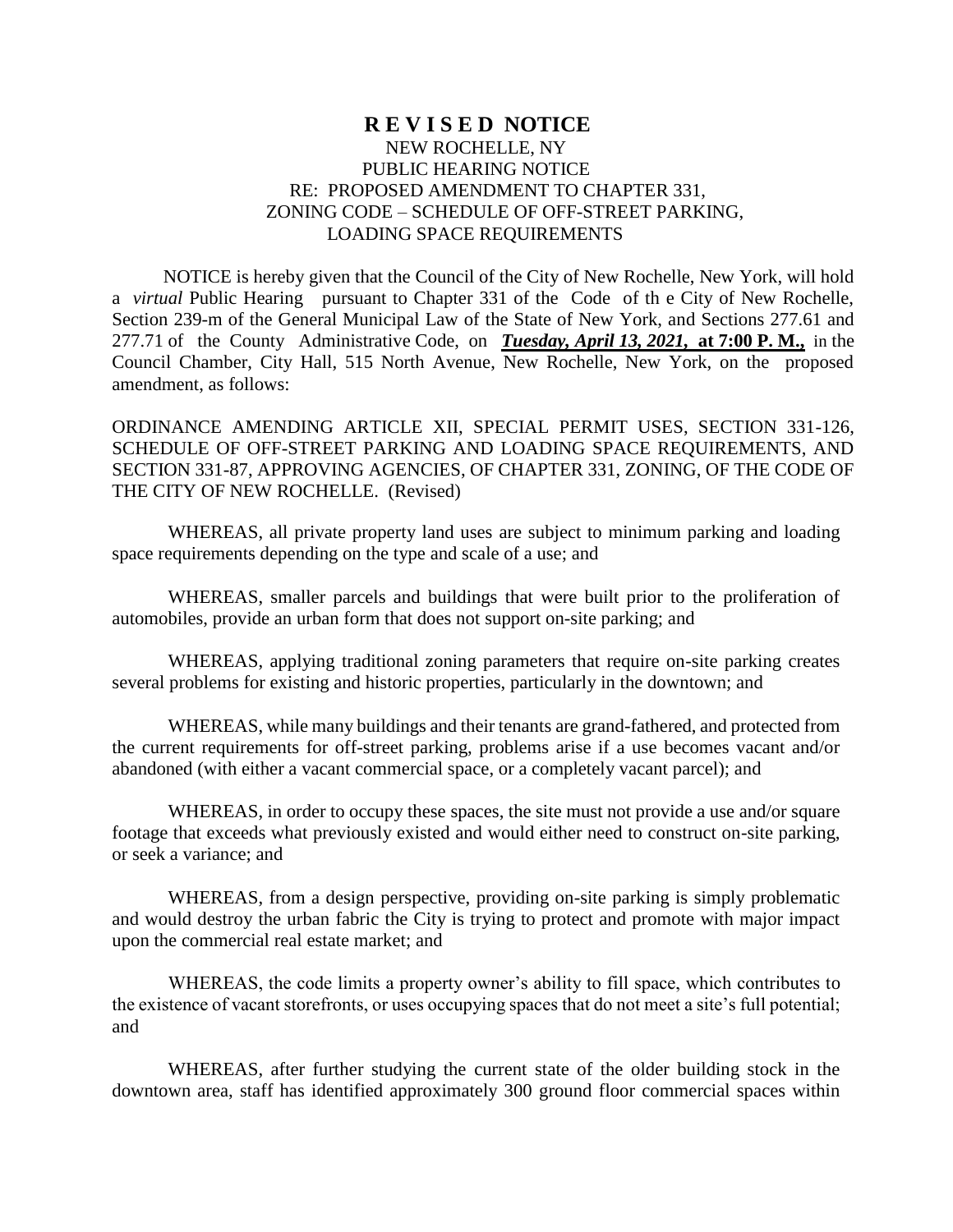# R E V I S E D NOTICE

NEW ROCHELLE, NY
PUBLIC HEARING NOTICE
RE: PROPOSED AMENDMENT TO CHAPTER 331,
ZONING CODE – SCHEDULE OF OFF-STREET PARKING,
LOADING SPACE REQUIREMENTS

NOTICE is hereby given that the Council of the City of New Rochelle, New York, will hold a *virtual* Public Hearing pursuant to Chapter 331 of the Code of th e City of New Rochelle, Section 239-m of the General Municipal Law of the State of New York, and Sections 277.61 and 277.71 of the County Administrative Code, on ***Tuesday, April 13, 2021*****, at 7:00 P. M.,** in the Council Chamber, City Hall, 515 North Avenue, New Rochelle, New York, on the proposed amendment, as follows:

ORDINANCE AMENDING ARTICLE XII, SPECIAL PERMIT USES, SECTION 331-126, SCHEDULE OF OFF-STREET PARKING AND LOADING SPACE REQUIREMENTS, AND SECTION 331-87, APPROVING AGENCIES, OF CHAPTER 331, ZONING, OF THE CODE OF THE CITY OF NEW ROCHELLE. (Revised)

WHEREAS, all private property land uses are subject to minimum parking and loading space requirements depending on the type and scale of a use; and

WHEREAS, smaller parcels and buildings that were built prior to the proliferation of automobiles, provide an urban form that does not support on-site parking; and

WHEREAS, applying traditional zoning parameters that require on-site parking creates several problems for existing and historic properties, particularly in the downtown; and

WHEREAS, while many buildings and their tenants are grand-fathered, and protected from the current requirements for off-street parking, problems arise if a use becomes vacant and/or abandoned (with either a vacant commercial space, or a completely vacant parcel); and

WHEREAS, in order to occupy these spaces, the site must not provide a use and/or square footage that exceeds what previously existed and would either need to construct on-site parking, or seek a variance; and

WHEREAS, from a design perspective, providing on-site parking is simply problematic and would destroy the urban fabric the City is trying to protect and promote with major impact upon the commercial real estate market; and

WHEREAS, the code limits a property owner's ability to fill space, which contributes to the existence of vacant storefronts, or uses occupying spaces that do not meet a site's full potential; and

WHEREAS, after further studying the current state of the older building stock in the downtown area, staff has identified approximately 300 ground floor commercial spaces within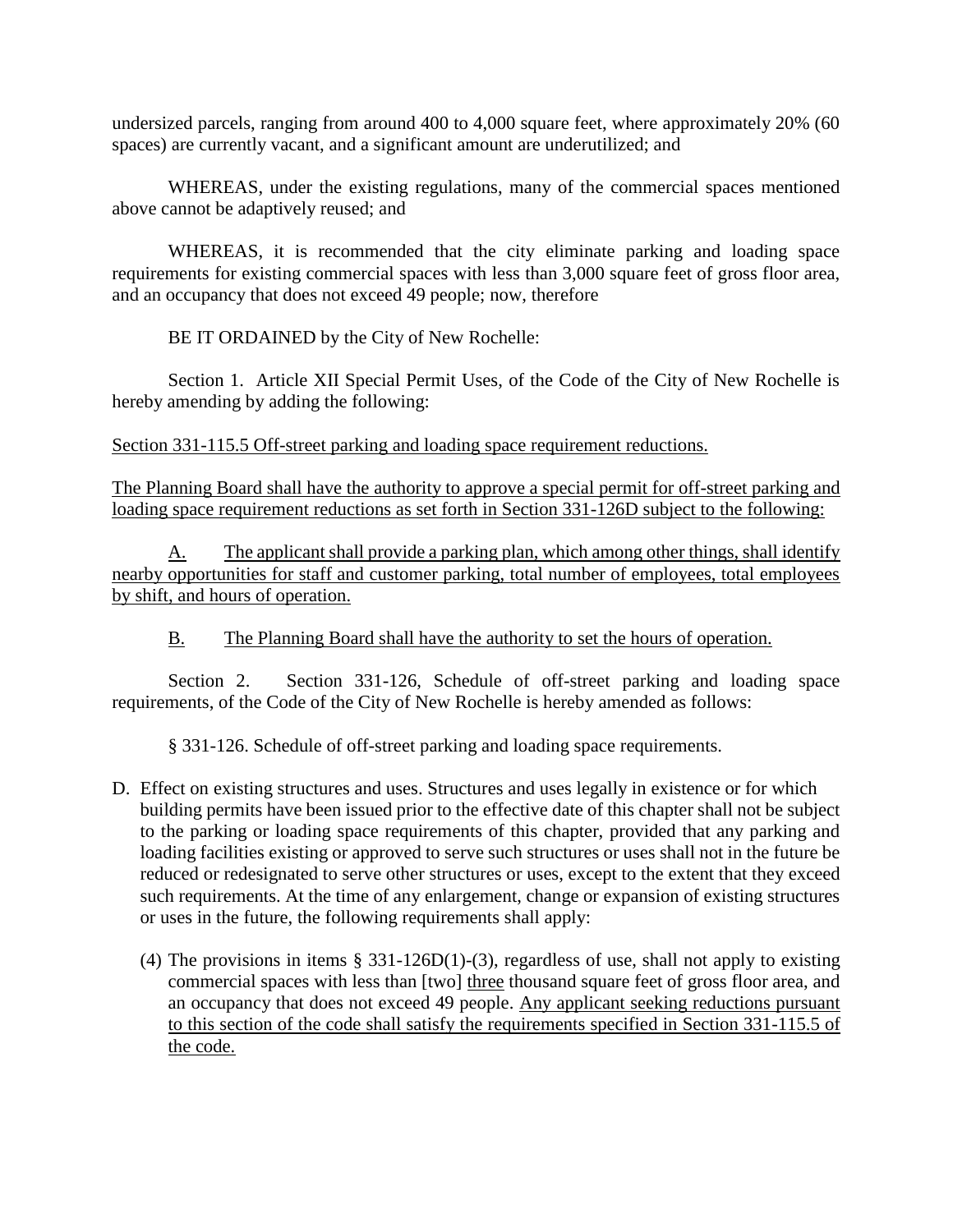undersized parcels, ranging from around 400 to 4,000 square feet, where approximately 20% (60 spaces) are currently vacant, and a significant amount are underutilized; and

WHEREAS, under the existing regulations, many of the commercial spaces mentioned above cannot be adaptively reused; and

WHEREAS, it is recommended that the city eliminate parking and loading space requirements for existing commercial spaces with less than 3,000 square feet of gross floor area, and an occupancy that does not exceed 49 people; now, therefore

BE IT ORDAINED by the City of New Rochelle:

Section 1. Article XII Special Permit Uses, of the Code of the City of New Rochelle is hereby amending by adding the following:

<u>Section 331-115.5 Off-street parking and loading space requirement reductions.</u>

<u>The Planning Board shall have the authority to approve a special permit for off-street parking and loading space requirement reductions as set forth in Section 331-126D subject to the following:</u>

<u>A. The applicant shall provide a parking plan, which among other things, shall identify nearby opportunities for staff and customer parking, total number of employees, total employees by shift, and hours of operation.</u>

<u>B. The Planning Board shall have the authority to set the hours of operation.</u>

Section 2. Section 331-126, Schedule of off-street parking and loading space requirements, of the Code of the City of New Rochelle is hereby amended as follows:

§ 331-126. Schedule of off-street parking and loading space requirements.

D. Effect on existing structures and uses. Structures and uses legally in existence or for which building permits have been issued prior to the effective date of this chapter shall not be subject to the parking or loading space requirements of this chapter, provided that any parking and loading facilities existing or approved to serve such structures or uses shall not in the future be reduced or redesignated to serve other structures or uses, except to the extent that they exceed such requirements. At the time of any enlargement, change or expansion of existing structures or uses in the future, the following requirements shall apply:

   (4) The provisions in items § 331-126D(1)-(3), regardless of use, shall not apply to existing commercial spaces with less than [two] <u>three</u> thousand square feet of gross floor area, and an occupancy that does not exceed 49 people. <u>Any applicant seeking reductions pursuant to this section of the code shall satisfy the requirements specified in Section 331-115.5 of the code.</u>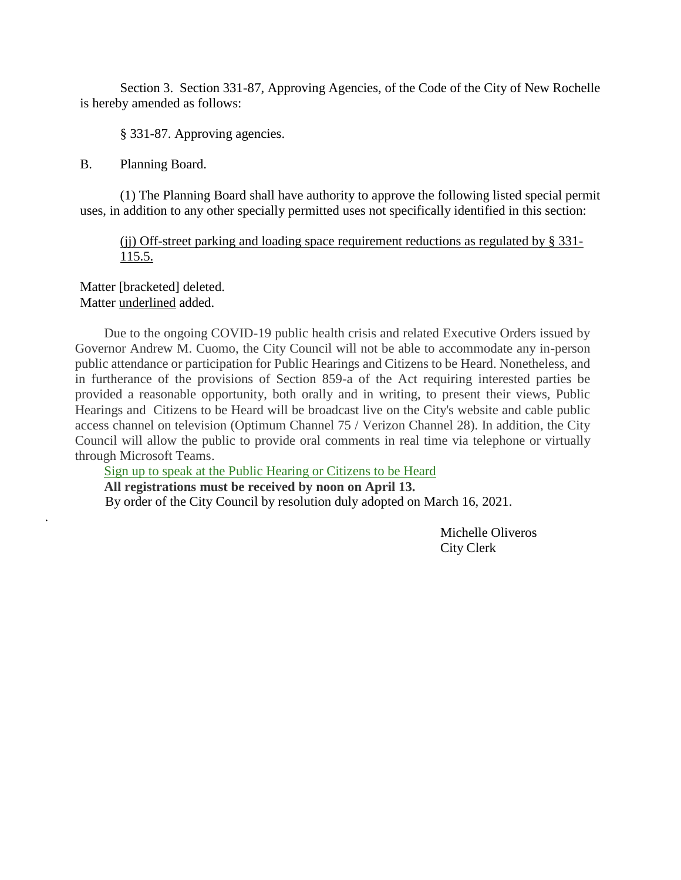Section 3. Section 331-87, Approving Agencies, of the Code of the City of New Rochelle is hereby amended as follows:

§ 331-87. Approving agencies.

B. Planning Board.

(1) The Planning Board shall have authority to approve the following listed special permit uses, in addition to any other specially permitted uses not specifically identified in this section:

<u>(jj) Off-street parking and loading space requirement reductions as regulated by § 331-115.5.</u>

Matter [bracketed] deleted.
Matter <u>underlined</u> added.

Due to the ongoing COVID-19 public health crisis and related Executive Orders issued by Governor Andrew M. Cuomo, the City Council will not be able to accommodate any in-person public attendance or participation for Public Hearings and Citizens to be Heard. Nonetheless, and in furtherance of the provisions of Section 859-a of the Act requiring interested parties be provided a reasonable opportunity, both orally and in writing, to present their views, Public Hearings and Citizens to be Heard will be broadcast live on the City's website and cable public access channel on television (Optimum Channel 75 / Verizon Channel 28). In addition, the City Council will allow the public to provide oral comments in real time via telephone or virtually through Microsoft Teams.

Sign up to speak at the Public Hearing or Citizens to be Heard

**All registrations must be received by noon on April 13.**

By order of the City Council by resolution duly adopted on March 16, 2021.

Michelle Oliveros
City Clerk